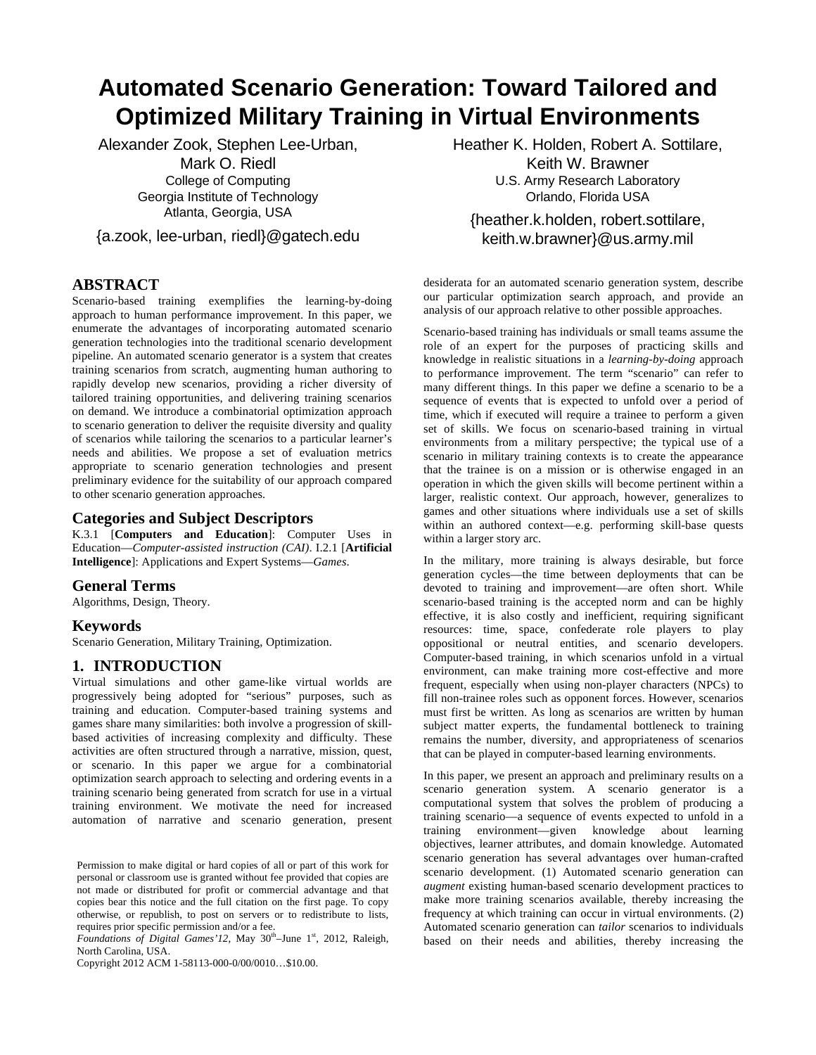# Automated Scenario Generation: Toward Tailored and Optimized Military Training in Virtual Environments

Alexander Zook, Stephen Lee-Urban, Mark O. Riedl
College of Computing
Georgia Institute of Technology
Atlanta, Georgia, USA
{a.zook, lee-urban, riedl}@gatech.edu

Heather K. Holden, Robert A. Sottilare, Keith W. Brawner
U.S. Army Research Laboratory
Orlando, Florida USA
{heather.k.holden, robert.sottilare, keith.w.brawner}@us.army.mil

## ABSTRACT

Scenario-based training exemplifies the learning-by-doing approach to human performance improvement. In this paper, we enumerate the advantages of incorporating automated scenario generation technologies into the traditional scenario development pipeline. An automated scenario generator is a system that creates training scenarios from scratch, augmenting human authoring to rapidly develop new scenarios, providing a richer diversity of tailored training opportunities, and delivering training scenarios on demand. We introduce a combinatorial optimization approach to scenario generation to deliver the requisite diversity and quality of scenarios while tailoring the scenarios to a particular learner's needs and abilities. We propose a set of evaluation metrics appropriate to scenario generation technologies and present preliminary evidence for the suitability of our approach compared to other scenario generation approaches.

## Categories and Subject Descriptors

K.3.1 [**Computers and Education**]: Computer Uses in Education—*Computer-assisted instruction (CAI)*. I.2.1 [**Artificial Intelligence**]: Applications and Expert Systems—*Games*.

## General Terms

Algorithms, Design, Theory.

## Keywords

Scenario Generation, Military Training, Optimization.

## 1. INTRODUCTION

Virtual simulations and other game-like virtual worlds are progressively being adopted for "serious" purposes, such as training and education. Computer-based training systems and games share many similarities: both involve a progression of skill-based activities of increasing complexity and difficulty. These activities are often structured through a narrative, mission, quest, or scenario. In this paper we argue for a combinatorial optimization search approach to selecting and ordering events in a training scenario being generated from scratch for use in a virtual training environment. We motivate the need for increased automation of narrative and scenario generation, present desiderata for an automated scenario generation system, describe our particular optimization search approach, and provide an analysis of our approach relative to other possible approaches.

Scenario-based training has individuals or small teams assume the role of an expert for the purposes of practicing skills and knowledge in realistic situations in a *learning-by-doing* approach to performance improvement. The term "scenario" can refer to many different things. In this paper we define a scenario to be a sequence of events that is expected to unfold over a period of time, which if executed will require a trainee to perform a given set of skills. We focus on scenario-based training in virtual environments from a military perspective; the typical use of a scenario in military training contexts is to create the appearance that the trainee is on a mission or is otherwise engaged in an operation in which the given skills will become pertinent within a larger, realistic context. Our approach, however, generalizes to games and other situations where individuals use a set of skills within an authored context—e.g. performing skill-base quests within a larger story arc.

In the military, more training is always desirable, but force generation cycles—the time between deployments that can be devoted to training and improvement—are often short. While scenario-based training is the accepted norm and can be highly effective, it is also costly and inefficient, requiring significant resources: time, space, confederate role players to play oppositional or neutral entities, and scenario developers. Computer-based training, in which scenarios unfold in a virtual environment, can make training more cost-effective and more frequent, especially when using non-player characters (NPCs) to fill non-trainee roles such as opponent forces. However, scenarios must first be written. As long as scenarios are written by human subject matter experts, the fundamental bottleneck to training remains the number, diversity, and appropriateness of scenarios that can be played in computer-based learning environments.

In this paper, we present an approach and preliminary results on a scenario generation system. A scenario generator is a computational system that solves the problem of producing a training scenario—a sequence of events expected to unfold in a training environment—given knowledge about learning objectives, learner attributes, and domain knowledge. Automated scenario generation has several advantages over human-crafted scenario development. (1) Automated scenario generation can *augment* existing human-based scenario development practices to make more training scenarios available, thereby increasing the frequency at which training can occur in virtual environments. (2) Automated scenario generation can *tailor* scenarios to individuals based on their needs and abilities, thereby increasing the

Permission to make digital or hard copies of all or part of this work for personal or classroom use is granted without fee provided that copies are not made or distributed for profit or commercial advantage and that copies bear this notice and the full citation on the first page. To copy otherwise, or republish, to post on servers or to redistribute to lists, requires prior specific permission and/or a fee.
*Foundations of Digital Games'12*, May 30th–June 1st, 2012, Raleigh, North Carolina, USA.
Copyright 2012 ACM 1-58113-000-0/00/0010…$10.00.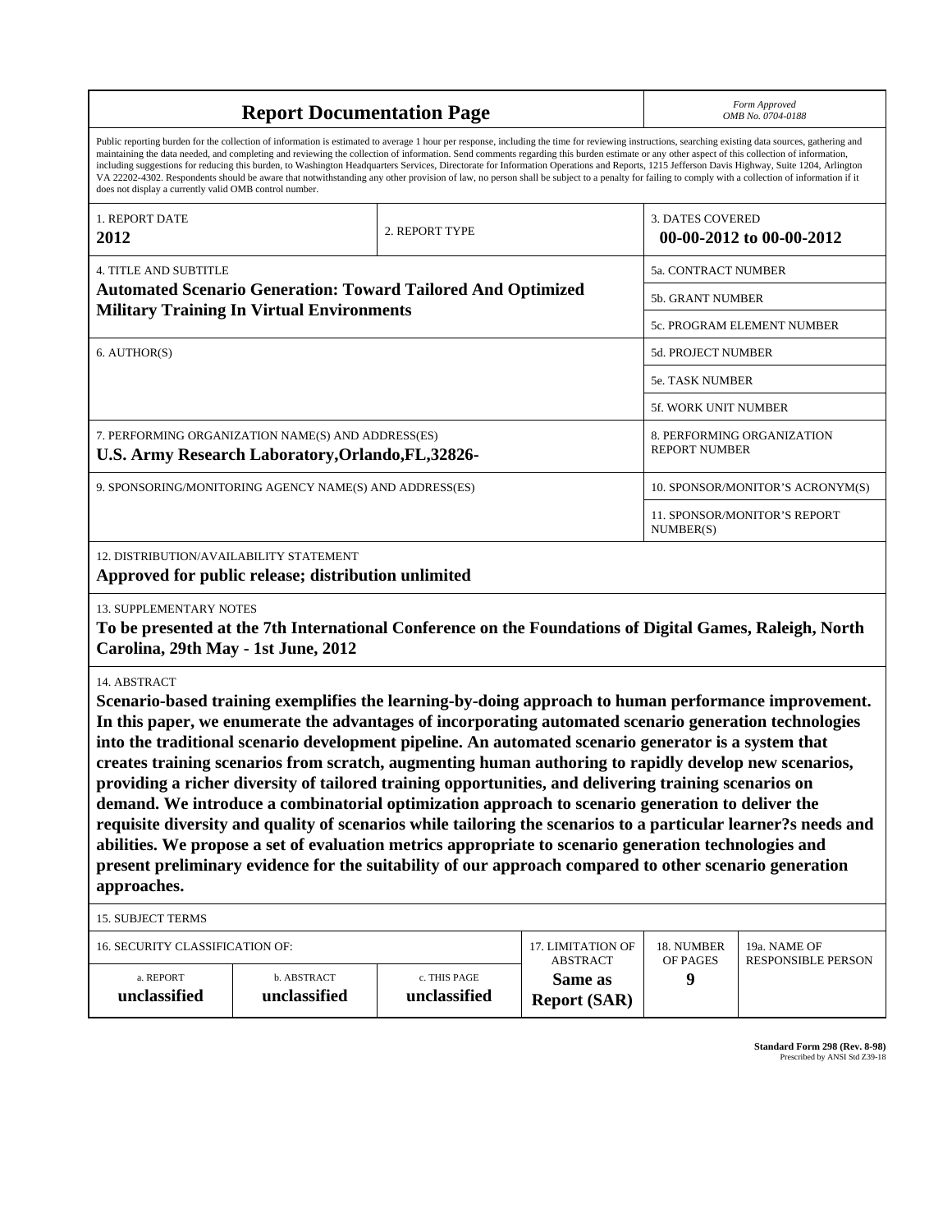# Report Documentation Page

*Form Approved*
*OMB No. 0704-0188*

Public reporting burden for the collection of information is estimated to average 1 hour per response, including the time for reviewing instructions, searching existing data sources, gathering and maintaining the data needed, and completing and reviewing the collection of information. Send comments regarding this burden estimate or any other aspect of this collection of information, including suggestions for reducing this burden, to Washington Headquarters Services, Directorate for Information Operations and Reports, 1215 Jefferson Davis Highway, Suite 1204, Arlington VA 22202-4302. Respondents should be aware that notwithstanding any other provision of law, no person shall be subject to a penalty for failing to comply with a collection of information if it does not display a currently valid OMB control number.

| 1. REPORT DATE | 2. REPORT TYPE | 3. DATES COVERED |
|---|---|---|
| **2012** | | **00-00-2012 to 00-00-2012** |

| 4. TITLE AND SUBTITLE | |
|---|---|
| **Automated Scenario Generation: Toward Tailored And Optimized Military Training In Virtual Environments** | 5a. CONTRACT NUMBER |
| | 5b. GRANT NUMBER |
| | 5c. PROGRAM ELEMENT NUMBER |
| 6. AUTHOR(S) | 5d. PROJECT NUMBER |
| | 5e. TASK NUMBER |
| | 5f. WORK UNIT NUMBER |
| 7. PERFORMING ORGANIZATION NAME(S) AND ADDRESS(ES) **U.S. Army Research Laboratory,Orlando,FL,32826-** | 8. PERFORMING ORGANIZATION REPORT NUMBER |
| 9. SPONSORING/MONITORING AGENCY NAME(S) AND ADDRESS(ES) | 10. SPONSOR/MONITOR'S ACRONYM(S) |
| | 11. SPONSOR/MONITOR'S REPORT NUMBER(S) |

12. DISTRIBUTION/AVAILABILITY STATEMENT
**Approved for public release; distribution unlimited**

13. SUPPLEMENTARY NOTES
**To be presented at the 7th International Conference on the Foundations of Digital Games, Raleigh, North Carolina, 29th May - 1st June, 2012**

14. ABSTRACT
**Scenario-based training exemplifies the learning-by-doing approach to human performance improvement. In this paper, we enumerate the advantages of incorporating automated scenario generation technologies into the traditional scenario development pipeline. An automated scenario generator is a system that creates training scenarios from scratch, augmenting human authoring to rapidly develop new scenarios, providing a richer diversity of tailored training opportunities, and delivering training scenarios on demand. We introduce a combinatorial optimization approach to scenario generation to deliver the requisite diversity and quality of scenarios while tailoring the scenarios to a particular learner?s needs and abilities. We propose a set of evaluation metrics appropriate to scenario generation technologies and present preliminary evidence for the suitability of our approach compared to other scenario generation approaches.**

15. SUBJECT TERMS

| 16. SECURITY CLASSIFICATION OF: | | | 17. LIMITATION OF ABSTRACT | 18. NUMBER OF PAGES | 19a. NAME OF RESPONSIBLE PERSON |
|---|---|---|---|---|---|
| a. REPORT | b. ABSTRACT | c. THIS PAGE | | | |
| **unclassified** | **unclassified** | **unclassified** | **Same as Report (SAR)** | **9** | |

**Standard Form 298 (Rev. 8-98)**
Prescribed by ANSI Std Z39-18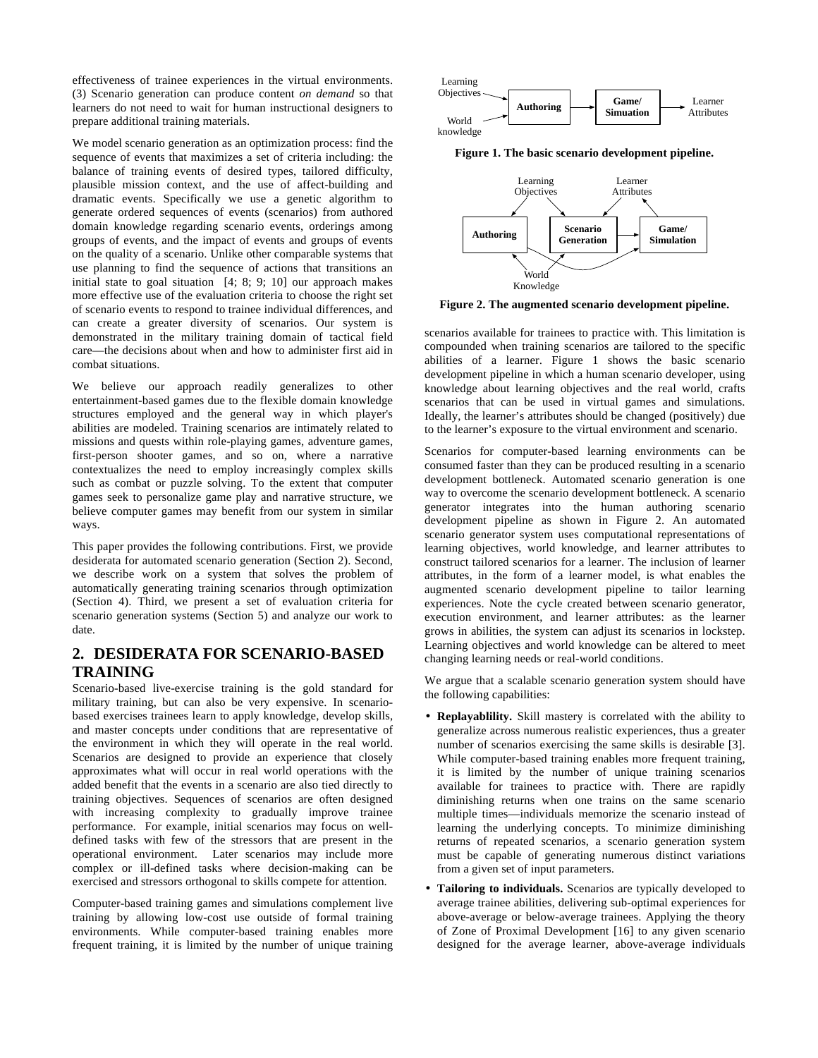effectiveness of trainee experiences in the virtual environments. (3) Scenario generation can produce content *on demand* so that learners do not need to wait for human instructional designers to prepare additional training materials.

We model scenario generation as an optimization process: find the sequence of events that maximizes a set of criteria including: the balance of training events of desired types, tailored difficulty, plausible mission context, and the use of affect-building and dramatic events. Specifically we use a genetic algorithm to generate ordered sequences of events (scenarios) from authored domain knowledge regarding scenario events, orderings among groups of events, and the impact of events and groups of events on the quality of a scenario. Unlike other comparable systems that use planning to find the sequence of actions that transitions an initial state to goal situation [4; 8; 9; 10] our approach makes more effective use of the evaluation criteria to choose the right set of scenario events to respond to trainee individual differences, and can create a greater diversity of scenarios. Our system is demonstrated in the military training domain of tactical field care—the decisions about when and how to administer first aid in combat situations.

We believe our approach readily generalizes to other entertainment-based games due to the flexible domain knowledge structures employed and the general way in which player's abilities are modeled. Training scenarios are intimately related to missions and quests within role-playing games, adventure games, first-person shooter games, and so on, where a narrative contextualizes the need to employ increasingly complex skills such as combat or puzzle solving. To the extent that computer games seek to personalize game play and narrative structure, we believe computer games may benefit from our system in similar ways.

This paper provides the following contributions. First, we provide desiderata for automated scenario generation (Section 2). Second, we describe work on a system that solves the problem of automatically generating training scenarios through optimization (Section 4). Third, we present a set of evaluation criteria for scenario generation systems (Section 5) and analyze our work to date.

## 2. DESIDERATA FOR SCENARIO-BASED TRAINING

Scenario-based live-exercise training is the gold standard for military training, but can also be very expensive. In scenario-based exercises trainees learn to apply knowledge, develop skills, and master concepts under conditions that are representative of the environment in which they will operate in the real world. Scenarios are designed to provide an experience that closely approximates what will occur in real world operations with the added benefit that the events in a scenario are also tied directly to training objectives. Sequences of scenarios are often designed with increasing complexity to gradually improve trainee performance. For example, initial scenarios may focus on well-defined tasks with few of the stressors that are present in the operational environment. Later scenarios may include more complex or ill-defined tasks where decision-making can be exercised and stressors orthogonal to skills compete for attention.

Computer-based training games and simulations complement live training by allowing low-cost use outside of formal training environments. While computer-based training enables more frequent training, it is limited by the number of unique training scenarios available for trainees to practice with. This limitation is compounded when training scenarios are tailored to the specific abilities of a learner. Figure 1 shows the basic scenario development pipeline in which a human scenario developer, using knowledge about learning objectives and the real world, crafts scenarios that can be used in virtual games and simulations. Ideally, the learner's attributes should be changed (positively) due to the learner's exposure to the virtual environment and scenario.

**Figure 1. The basic scenario development pipeline.**

**Figure 2. The augmented scenario development pipeline.**

Scenarios for computer-based learning environments can be consumed faster than they can be produced resulting in a scenario development bottleneck. Automated scenario generation is one way to overcome the scenario development bottleneck. A scenario generator integrates into the human authoring scenario development pipeline as shown in Figure 2. An automated scenario generator system uses computational representations of learning objectives, world knowledge, and learner attributes to construct tailored scenarios for a learner. The inclusion of learner attributes, in the form of a learner model, is what enables the augmented scenario development pipeline to tailor learning experiences. Note the cycle created between scenario generator, execution environment, and learner attributes: as the learner grows in abilities, the system can adjust its scenarios in lockstep. Learning objectives and world knowledge can be altered to meet changing learning needs or real-world conditions.

We argue that a scalable scenario generation system should have the following capabilities:

- **Replayablility.** Skill mastery is correlated with the ability to generalize across numerous realistic experiences, thus a greater number of scenarios exercising the same skills is desirable [3]. While computer-based training enables more frequent training, it is limited by the number of unique training scenarios available for trainees to practice with. There are rapidly diminishing returns when one trains on the same scenario multiple times—individuals memorize the scenario instead of learning the underlying concepts. To minimize diminishing returns of repeated scenarios, a scenario generation system must be capable of generating numerous distinct variations from a given set of input parameters.
- **Tailoring to individuals.** Scenarios are typically developed to average trainee abilities, delivering sub-optimal experiences for above-average or below-average trainees. Applying the theory of Zone of Proximal Development [16] to any given scenario designed for the average learner, above-average individuals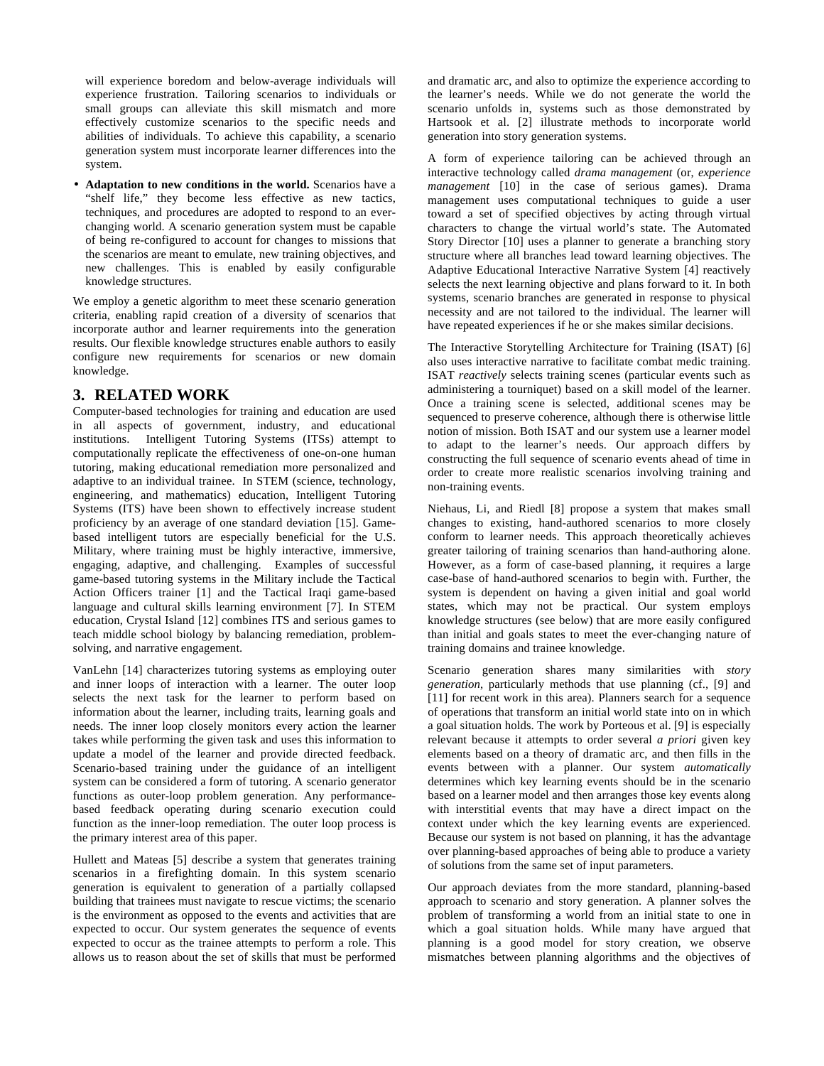will experience boredom and below-average individuals will experience frustration. Tailoring scenarios to individuals or small groups can alleviate this skill mismatch and more effectively customize scenarios to the specific needs and abilities of individuals. To achieve this capability, a scenario generation system must incorporate learner differences into the system.

- **Adaptation to new conditions in the world.** Scenarios have a "shelf life," they become less effective as new tactics, techniques, and procedures are adopted to respond to an ever-changing world. A scenario generation system must be capable of being re-configured to account for changes to missions that the scenarios are meant to emulate, new training objectives, and new challenges. This is enabled by easily configurable knowledge structures.

We employ a genetic algorithm to meet these scenario generation criteria, enabling rapid creation of a diversity of scenarios that incorporate author and learner requirements into the generation results. Our flexible knowledge structures enable authors to easily configure new requirements for scenarios or new domain knowledge.

## 3. RELATED WORK

Computer-based technologies for training and education are used in all aspects of government, industry, and educational institutions. Intelligent Tutoring Systems (ITSs) attempt to computationally replicate the effectiveness of one-on-one human tutoring, making educational remediation more personalized and adaptive to an individual trainee. In STEM (science, technology, engineering, and mathematics) education, Intelligent Tutoring Systems (ITS) have been shown to effectively increase student proficiency by an average of one standard deviation [15]. Game-based intelligent tutors are especially beneficial for the U.S. Military, where training must be highly interactive, immersive, engaging, adaptive, and challenging. Examples of successful game-based tutoring systems in the Military include the Tactical Action Officers trainer [1] and the Tactical Iraqi game-based language and cultural skills learning environment [7]. In STEM education, Crystal Island [12] combines ITS and serious games to teach middle school biology by balancing remediation, problem-solving, and narrative engagement.

VanLehn [14] characterizes tutoring systems as employing outer and inner loops of interaction with a learner. The outer loop selects the next task for the learner to perform based on information about the learner, including traits, learning goals and needs. The inner loop closely monitors every action the learner takes while performing the given task and uses this information to update a model of the learner and provide directed feedback. Scenario-based training under the guidance of an intelligent system can be considered a form of tutoring. A scenario generator functions as outer-loop problem generation. Any performance-based feedback operating during scenario execution could function as the inner-loop remediation. The outer loop process is the primary interest area of this paper.

Hullett and Mateas [5] describe a system that generates training scenarios in a firefighting domain. In this system scenario generation is equivalent to generation of a partially collapsed building that trainees must navigate to rescue victims; the scenario is the environment as opposed to the events and activities that are expected to occur. Our system generates the sequence of events expected to occur as the trainee attempts to perform a role. This allows us to reason about the set of skills that must be performed and dramatic arc, and also to optimize the experience according to the learner's needs. While we do not generate the world the scenario unfolds in, systems such as those demonstrated by Hartsook et al. [2] illustrate methods to incorporate world generation into story generation systems.

A form of experience tailoring can be achieved through an interactive technology called *drama management* (or, *experience management* [10] in the case of serious games). Drama management uses computational techniques to guide a user toward a set of specified objectives by acting through virtual characters to change the virtual world's state. The Automated Story Director [10] uses a planner to generate a branching story structure where all branches lead toward learning objectives. The Adaptive Educational Interactive Narrative System [4] reactively selects the next learning objective and plans forward to it. In both systems, scenario branches are generated in response to physical necessity and are not tailored to the individual. The learner will have repeated experiences if he or she makes similar decisions.

The Interactive Storytelling Architecture for Training (ISAT) [6] also uses interactive narrative to facilitate combat medic training. ISAT *reactively* selects training scenes (particular events such as administering a tourniquet) based on a skill model of the learner. Once a training scene is selected, additional scenes may be sequenced to preserve coherence, although there is otherwise little notion of mission. Both ISAT and our system use a learner model to adapt to the learner's needs. Our approach differs by constructing the full sequence of scenario events ahead of time in order to create more realistic scenarios involving training and non-training events.

Niehaus, Li, and Riedl [8] propose a system that makes small changes to existing, hand-authored scenarios to more closely conform to learner needs. This approach theoretically achieves greater tailoring of training scenarios than hand-authoring alone. However, as a form of case-based planning, it requires a large case-base of hand-authored scenarios to begin with. Further, the system is dependent on having a given initial and goal world states, which may not be practical. Our system employs knowledge structures (see below) that are more easily configured than initial and goals states to meet the ever-changing nature of training domains and trainee knowledge.

Scenario generation shares many similarities with *story generation*, particularly methods that use planning (cf., [9] and [11] for recent work in this area). Planners search for a sequence of operations that transform an initial world state into on in which a goal situation holds. The work by Porteous et al. [9] is especially relevant because it attempts to order several *a priori* given key elements based on a theory of dramatic arc, and then fills in the events between with a planner. Our system *automatically* determines which key learning events should be in the scenario based on a learner model and then arranges those key events along with interstitial events that may have a direct impact on the context under which the key learning events are experienced. Because our system is not based on planning, it has the advantage over planning-based approaches of being able to produce a variety of solutions from the same set of input parameters.

Our approach deviates from the more standard, planning-based approach to scenario and story generation. A planner solves the problem of transforming a world from an initial state to one in which a goal situation holds. While many have argued that planning is a good model for story creation, we observe mismatches between planning algorithms and the objectives of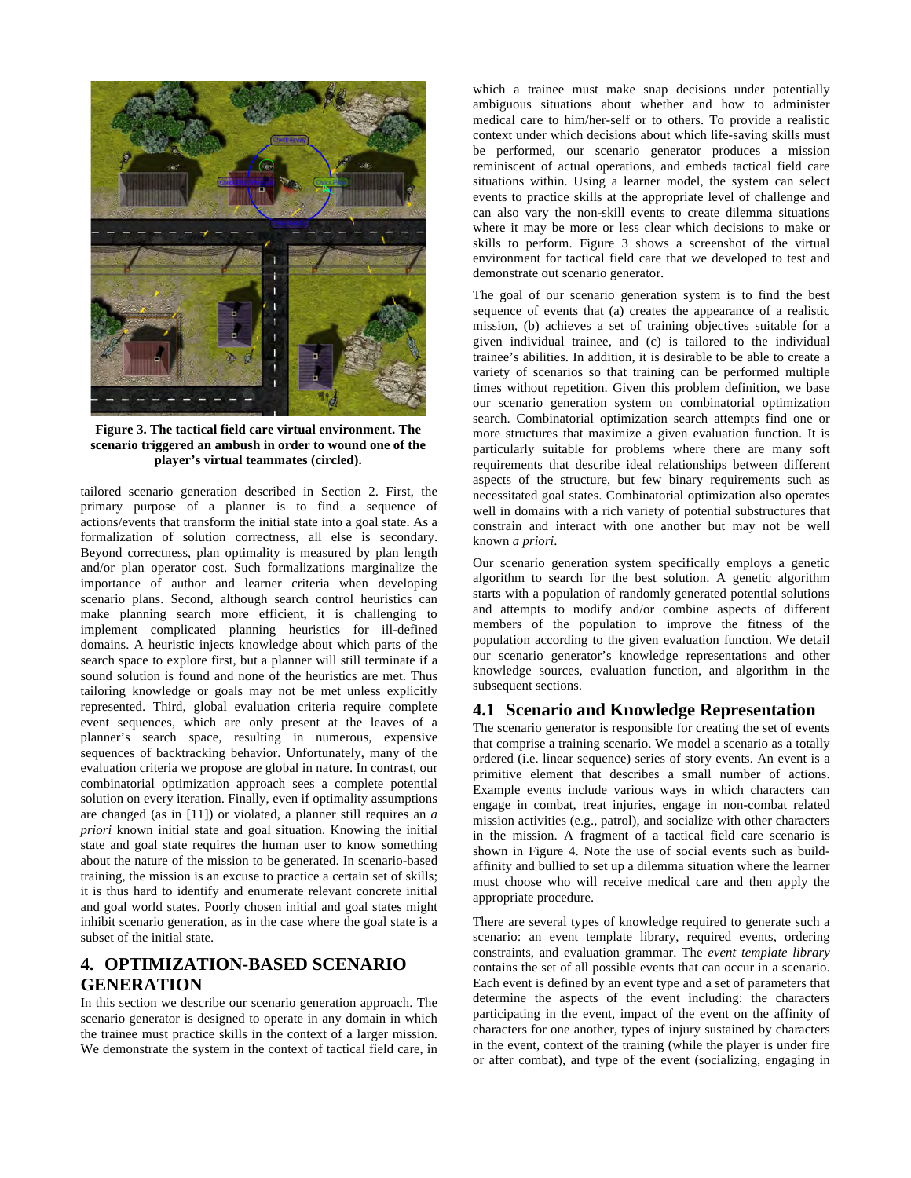**Figure 3. The tactical field care virtual environment. The scenario triggered an ambush in order to wound one of the player's virtual teammates (circled).**

tailored scenario generation described in Section 2. First, the primary purpose of a planner is to find a sequence of actions/events that transform the initial state into a goal state. As a formalization of solution correctness, all else is secondary. Beyond correctness, plan optimality is measured by plan length and/or plan operator cost. Such formalizations marginalize the importance of author and learner criteria when developing scenario plans. Second, although search control heuristics can make planning search more efficient, it is challenging to implement complicated planning heuristics for ill-defined domains. A heuristic injects knowledge about which parts of the search space to explore first, but a planner will still terminate if a sound solution is found and none of the heuristics are met. Thus tailoring knowledge or goals may not be met unless explicitly represented. Third, global evaluation criteria require complete event sequences, which are only present at the leaves of a planner's search space, resulting in numerous, expensive sequences of backtracking behavior. Unfortunately, many of the evaluation criteria we propose are global in nature. In contrast, our combinatorial optimization approach sees a complete potential solution on every iteration. Finally, even if optimality assumptions are changed (as in [11]) or violated, a planner still requires an *a priori* known initial state and goal situation. Knowing the initial state and goal state requires the human user to know something about the nature of the mission to be generated. In scenario-based training, the mission is an excuse to practice a certain set of skills; it is thus hard to identify and enumerate relevant concrete initial and goal world states. Poorly chosen initial and goal states might inhibit scenario generation, as in the case where the goal state is a subset of the initial state.

## 4. OPTIMIZATION-BASED SCENARIO GENERATION

In this section we describe our scenario generation approach. The scenario generator is designed to operate in any domain in which the trainee must practice skills in the context of a larger mission. We demonstrate the system in the context of tactical field care, in which a trainee must make snap decisions under potentially ambiguous situations about whether and how to administer medical care to him/her-self or to others. To provide a realistic context under which decisions about which life-saving skills must be performed, our scenario generator produces a mission reminiscent of actual operations, and embeds tactical field care situations within. Using a learner model, the system can select events to practice skills at the appropriate level of challenge and can also vary the non-skill events to create dilemma situations where it may be more or less clear which decisions to make or skills to perform. Figure 3 shows a screenshot of the virtual environment for tactical field care that we developed to test and demonstrate out scenario generator.

The goal of our scenario generation system is to find the best sequence of events that (a) creates the appearance of a realistic mission, (b) achieves a set of training objectives suitable for a given individual trainee, and (c) is tailored to the individual trainee's abilities. In addition, it is desirable to be able to create a variety of scenarios so that training can be performed multiple times without repetition. Given this problem definition, we base our scenario generation system on combinatorial optimization search. Combinatorial optimization search attempts find one or more structures that maximize a given evaluation function. It is particularly suitable for problems where there are many soft requirements that describe ideal relationships between different aspects of the structure, but few binary requirements such as necessitated goal states. Combinatorial optimization also operates well in domains with a rich variety of potential substructures that constrain and interact with one another but may not be well known *a priori*.

Our scenario generation system specifically employs a genetic algorithm to search for the best solution. A genetic algorithm starts with a population of randomly generated potential solutions and attempts to modify and/or combine aspects of different members of the population to improve the fitness of the population according to the given evaluation function. We detail our scenario generator's knowledge representations and other knowledge sources, evaluation function, and algorithm in the subsequent sections.

### 4.1 Scenario and Knowledge Representation

The scenario generator is responsible for creating the set of events that comprise a training scenario. We model a scenario as a totally ordered (i.e. linear sequence) series of story events. An event is a primitive element that describes a small number of actions. Example events include various ways in which characters can engage in combat, treat injuries, engage in non-combat related mission activities (e.g., patrol), and socialize with other characters in the mission. A fragment of a tactical field care scenario is shown in Figure 4. Note the use of social events such as build-affinity and bullied to set up a dilemma situation where the learner must choose who will receive medical care and then apply the appropriate procedure.

There are several types of knowledge required to generate such a scenario: an event template library, required events, ordering constraints, and evaluation grammar. The *event template library* contains the set of all possible events that can occur in a scenario. Each event is defined by an event type and a set of parameters that determine the aspects of the event including: the characters participating in the event, impact of the event on the affinity of characters for one another, types of injury sustained by characters in the event, context of the training (while the player is under fire or after combat), and type of the event (socializing, engaging in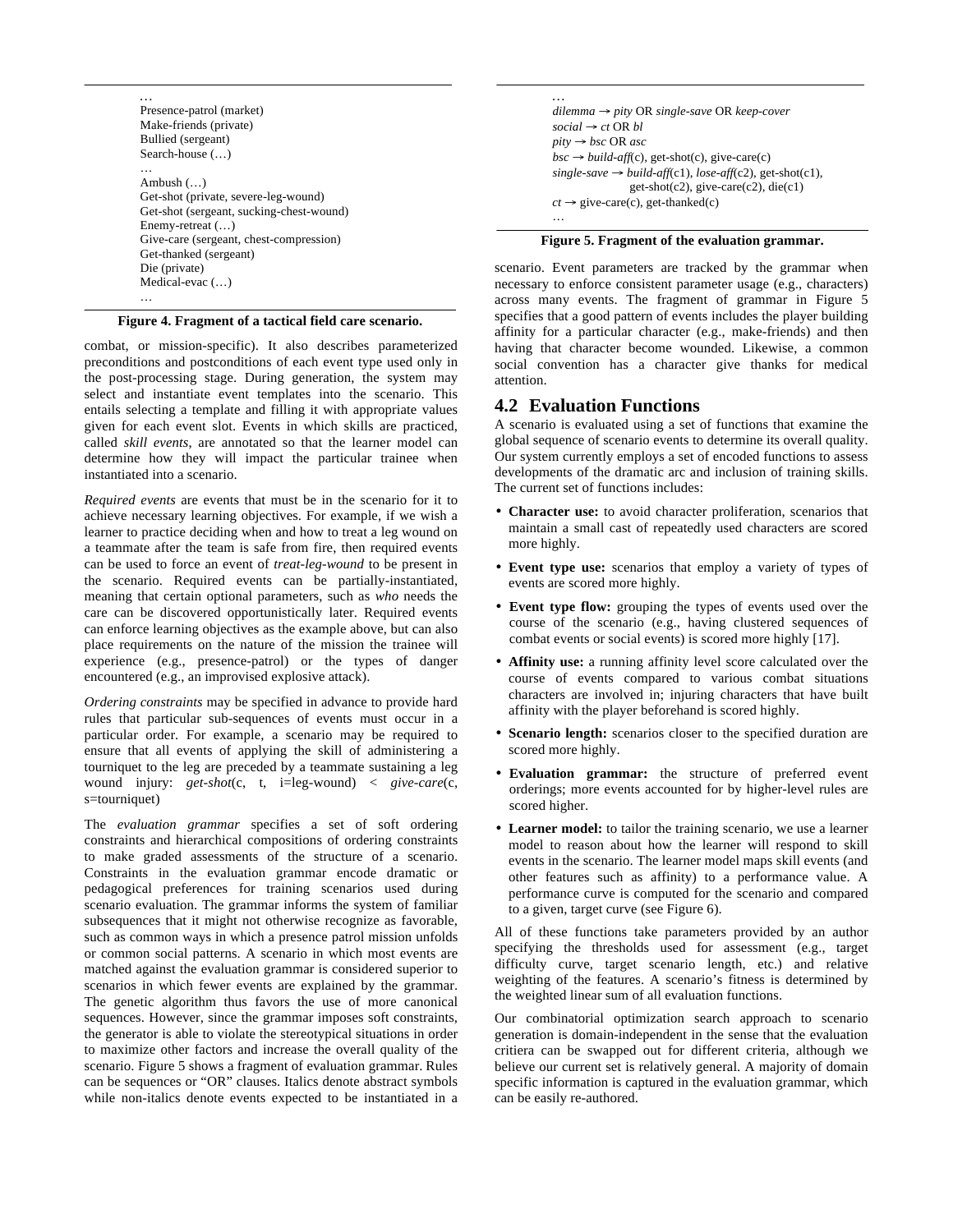…
Presence-patrol (market)
Make-friends (private)
Bullied (sergeant)
Search-house (…)
…
Ambush (…)
Get-shot (private, severe-leg-wound)
Get-shot (sergeant, sucking-chest-wound)
Enemy-retreat (…)
Give-care (sergeant, chest-compression)
Get-thanked (sergeant)
Die (private)
Medical-evac (…)
…

**Figure 4. Fragment of a tactical field care scenario.**

combat, or mission-specific). It also describes parameterized preconditions and postconditions of each event type used only in the post-processing stage. During generation, the system may select and instantiate event templates into the scenario. This entails selecting a template and filling it with appropriate values given for each event slot. Events in which skills are practiced, called *skill events*, are annotated so that the learner model can determine how they will impact the particular trainee when instantiated into a scenario.

*Required events* are events that must be in the scenario for it to achieve necessary learning objectives. For example, if we wish a learner to practice deciding when and how to treat a leg wound on a teammate after the team is safe from fire, then required events can be used to force an event of *treat-leg-wound* to be present in the scenario. Required events can be partially-instantiated, meaning that certain optional parameters, such as *who* needs the care can be discovered opportunistically later. Required events can enforce learning objectives as the example above, but can also place requirements on the nature of the mission the trainee will experience (e.g., presence-patrol) or the types of danger encountered (e.g., an improvised explosive attack).

*Ordering constraints* may be specified in advance to provide hard rules that particular sub-sequences of events must occur in a particular order. For example, a scenario may be required to ensure that all events of applying the skill of administering a tourniquet to the leg are preceded by a teammate sustaining a leg wound injury: *get-shot*(c, t, i=leg-wound) < *give-care*(c, s=tourniquet)

The *evaluation grammar* specifies a set of soft ordering constraints and hierarchical compositions of ordering constraints to make graded assessments of the structure of a scenario. Constraints in the evaluation grammar encode dramatic or pedagogical preferences for training scenarios used during scenario evaluation. The grammar informs the system of familiar subsequences that it might not otherwise recognize as favorable, such as common ways in which a presence patrol mission unfolds or common social patterns. A scenario in which most events are matched against the evaluation grammar is considered superior to scenarios in which fewer events are explained by the grammar. The genetic algorithm thus favors the use of more canonical sequences. However, since the grammar imposes soft constraints, the generator is able to violate the stereotypical situations in order to maximize other factors and increase the overall quality of the scenario. Figure 5 shows a fragment of evaluation grammar. Rules can be sequences or "OR" clauses. Italics denote abstract symbols while non-italics denote events expected to be instantiated in a scenario. Event parameters are tracked by the grammar when necessary to enforce consistent parameter usage (e.g., characters) across many events. The fragment of grammar in Figure 5 specifies that a good pattern of events includes the player building affinity for a particular character (e.g., make-friends) and then having that character become wounded. Likewise, a common social convention has a character give thanks for medical attention.

…
*dilemma* → *pity* OR *single-save* OR *keep-cover*
*social* → *ct* OR *bl*
*pity* → *bsc* OR *asc*
*bsc* → *build-aff*(c), get-shot(c), give-care(c)
*single-save* → *build-aff*(c1), *lose-aff*(c2), get-shot(c1), get-shot(c2), give-care(c2), die(c1)
*ct* → give-care(c), get-thanked(c)
…

**Figure 5. Fragment of the evaluation grammar.**

## 4.2 Evaluation Functions

A scenario is evaluated using a set of functions that examine the global sequence of scenario events to determine its overall quality. Our system currently employs a set of encoded functions to assess developments of the dramatic arc and inclusion of training skills. The current set of functions includes:

- **Character use:** to avoid character proliferation, scenarios that maintain a small cast of repeatedly used characters are scored more highly.
- **Event type use:** scenarios that employ a variety of types of events are scored more highly.
- **Event type flow:** grouping the types of events used over the course of the scenario (e.g., having clustered sequences of combat events or social events) is scored more highly [17].
- **Affinity use:** a running affinity level score calculated over the course of events compared to various combat situations characters are involved in; injuring characters that have built affinity with the player beforehand is scored highly.
- **Scenario length:** scenarios closer to the specified duration are scored more highly.
- **Evaluation grammar:** the structure of preferred event orderings; more events accounted for by higher-level rules are scored higher.
- **Learner model:** to tailor the training scenario, we use a learner model to reason about how the learner will respond to skill events in the scenario. The learner model maps skill events (and other features such as affinity) to a performance value. A performance curve is computed for the scenario and compared to a given, target curve (see Figure 6).

All of these functions take parameters provided by an author specifying the thresholds used for assessment (e.g., target difficulty curve, target scenario length, etc.) and relative weighting of the features. A scenario's fitness is determined by the weighted linear sum of all evaluation functions.

Our combinatorial optimization search approach to scenario generation is domain-independent in the sense that the evaluation critiera can be swapped out for different criteria, although we believe our current set is relatively general. A majority of domain specific information is captured in the evaluation grammar, which can be easily re-authored.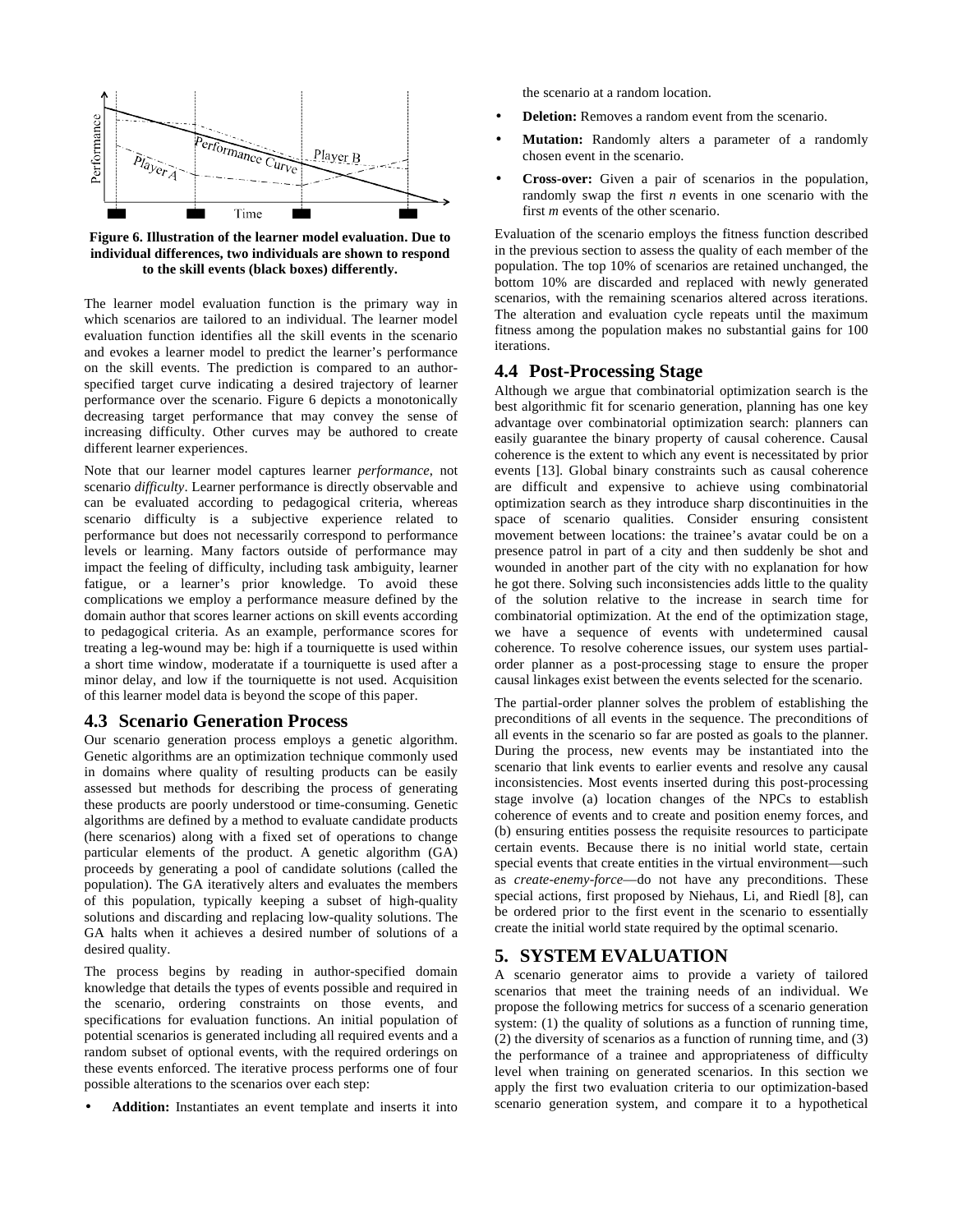Performance

Performance Curve

Player B

Player A

Time

**Figure 6. Illustration of the learner model evaluation. Due to individual differences, two individuals are shown to respond to the skill events (black boxes) differently.**

The learner model evaluation function is the primary way in which scenarios are tailored to an individual. The learner model evaluation function identifies all the skill events in the scenario and evokes a learner model to predict the learner's performance on the skill events. The prediction is compared to an author-specified target curve indicating a desired trajectory of learner performance over the scenario. Figure 6 depicts a monotonically decreasing target performance that may convey the sense of increasing difficulty. Other curves may be authored to create different learner experiences.

Note that our learner model captures learner *performance*, not scenario *difficulty*. Learner performance is directly observable and can be evaluated according to pedagogical criteria, whereas scenario difficulty is a subjective experience related to performance but does not necessarily correspond to performance levels or learning. Many factors outside of performance may impact the feeling of difficulty, including task ambiguity, learner fatigue, or a learner's prior knowledge. To avoid these complications we employ a performance measure defined by the domain author that scores learner actions on skill events according to pedagogical criteria. As an example, performance scores for treating a leg-wound may be: high if a tourniquette is used within a short time window, moderatate if a tourniquette is used after a minor delay, and low if the tourniquette is not used. Acquisition of this learner model data is beyond the scope of this paper.

### 4.3 Scenario Generation Process

Our scenario generation process employs a genetic algorithm. Genetic algorithms are an optimization technique commonly used in domains where quality of resulting products can be easily assessed but methods for describing the process of generating these products are poorly understood or time-consuming. Genetic algorithms are defined by a method to evaluate candidate products (here scenarios) along with a fixed set of operations to change particular elements of the product. A genetic algorithm (GA) proceeds by generating a pool of candidate solutions (called the population). The GA iteratively alters and evaluates the members of this population, typically keeping a subset of high-quality solutions and discarding and replacing low-quality solutions. The GA halts when it achieves a desired number of solutions of a desired quality.

The process begins by reading in author-specified domain knowledge that details the types of events possible and required in the scenario, ordering constraints on those events, and specifications for evaluation functions. An initial population of potential scenarios is generated including all required events and a random subset of optional events, with the required orderings on these events enforced. The iterative process performs one of four possible alterations to the scenarios over each step:

- **Addition:** Instantiates an event template and inserts it into the scenario at a random location.
- **Deletion:** Removes a random event from the scenario.
- **Mutation:** Randomly alters a parameter of a randomly chosen event in the scenario.
- **Cross-over:** Given a pair of scenarios in the population, randomly swap the first *n* events in one scenario with the first *m* events of the other scenario.

Evaluation of the scenario employs the fitness function described in the previous section to assess the quality of each member of the population. The top 10% of scenarios are retained unchanged, the bottom 10% are discarded and replaced with newly generated scenarios, with the remaining scenarios altered across iterations. The alteration and evaluation cycle repeats until the maximum fitness among the population makes no substantial gains for 100 iterations.

### 4.4 Post-Processing Stage

Although we argue that combinatorial optimization search is the best algorithmic fit for scenario generation, planning has one key advantage over combinatorial optimization search: planners can easily guarantee the binary property of causal coherence. Causal coherence is the extent to which any event is necessitated by prior events [13]. Global binary constraints such as causal coherence are difficult and expensive to achieve using combinatorial optimization search as they introduce sharp discontinuities in the space of scenario qualities. Consider ensuring consistent movement between locations: the trainee's avatar could be on a presence patrol in part of a city and then suddenly be shot and wounded in another part of the city with no explanation for how he got there. Solving such inconsistencies adds little to the quality of the solution relative to the increase in search time for combinatorial optimization. At the end of the optimization stage, we have a sequence of events with undetermined causal coherence. To resolve coherence issues, our system uses partial-order planner as a post-processing stage to ensure the proper causal linkages exist between the events selected for the scenario.

The partial-order planner solves the problem of establishing the preconditions of all events in the sequence. The preconditions of all events in the scenario so far are posted as goals to the planner. During the process, new events may be instantiated into the scenario that link events to earlier events and resolve any causal inconsistencies. Most events inserted during this post-processing stage involve (a) location changes of the NPCs to establish coherence of events and to create and position enemy forces, and (b) ensuring entities possess the requisite resources to participate certain events. Because there is no initial world state, certain special events that create entities in the virtual environment—such as *create-enemy-force*—do not have any preconditions. These special actions, first proposed by Niehaus, Li, and Riedl [8], can be ordered prior to the first event in the scenario to essentially create the initial world state required by the optimal scenario.

## 5. SYSTEM EVALUATION

A scenario generator aims to provide a variety of tailored scenarios that meet the training needs of an individual. We propose the following metrics for success of a scenario generation system: (1) the quality of solutions as a function of running time, (2) the diversity of scenarios as a function of running time, and (3) the performance of a trainee and appropriateness of difficulty level when training on generated scenarios. In this section we apply the first two evaluation criteria to our optimization-based scenario generation system, and compare it to a hypothetical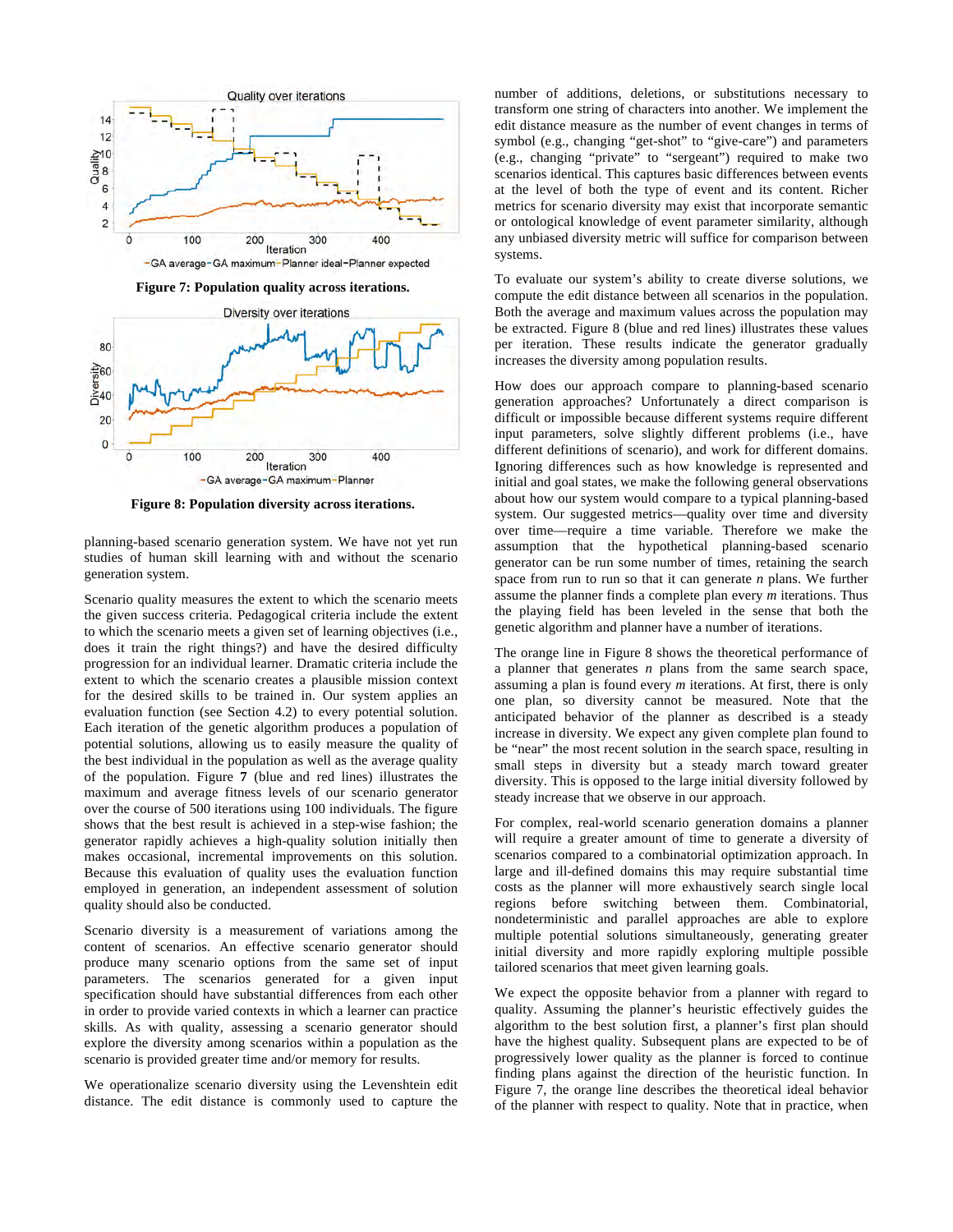Quality over iterations

14
12
10
8
6
4
2

Quality

0 100 200 300 400

Iteration

GA average GA maximum Planner ideal Planner expected

**Figure 7: Population quality across iterations.**

Diversity over iterations

80
60
40
20
0

Diversity

0 100 200 300 400

Iteration

GA average GA maximum Planner

**Figure 8: Population diversity across iterations.**

planning-based scenario generation system. We have not yet run studies of human skill learning with and without the scenario generation system.

Scenario quality measures the extent to which the scenario meets the given success criteria. Pedagogical criteria include the extent to which the scenario meets a given set of learning objectives (i.e., does it train the right things?) and have the desired difficulty progression for an individual learner. Dramatic criteria include the extent to which the scenario creates a plausible mission context for the desired skills to be trained in. Our system applies an evaluation function (see Section 4.2) to every potential solution. Each iteration of the genetic algorithm produces a population of potential solutions, allowing us to easily measure the quality of the best individual in the population as well as the average quality of the population. Figure **7** (blue and red lines) illustrates the maximum and average fitness levels of our scenario generator over the course of 500 iterations using 100 individuals. The figure shows that the best result is achieved in a step-wise fashion; the generator rapidly achieves a high-quality solution initially then makes occasional, incremental improvements on this solution. Because this evaluation of quality uses the evaluation function employed in generation, an independent assessment of solution quality should also be conducted.

Scenario diversity is a measurement of variations among the content of scenarios. An effective scenario generator should produce many scenario options from the same set of input parameters. The scenarios generated for a given input specification should have substantial differences from each other in order to provide varied contexts in which a learner can practice skills. As with quality, assessing a scenario generator should explore the diversity among scenarios within a population as the scenario is provided greater time and/or memory for results.

We operationalize scenario diversity using the Levenshtein edit distance. The edit distance is commonly used to capture the number of additions, deletions, or substitutions necessary to transform one string of characters into another. We implement the edit distance measure as the number of event changes in terms of symbol (e.g., changing "get-shot" to "give-care") and parameters (e.g., changing "private" to "sergeant") required to make two scenarios identical. This captures basic differences between events at the level of both the type of event and its content. Richer metrics for scenario diversity may exist that incorporate semantic or ontological knowledge of event parameter similarity, although any unbiased diversity metric will suffice for comparison between systems.

To evaluate our system's ability to create diverse solutions, we compute the edit distance between all scenarios in the population. Both the average and maximum values across the population may be extracted. Figure 8 (blue and red lines) illustrates these values per iteration. These results indicate the generator gradually increases the diversity among population results.

How does our approach compare to planning-based scenario generation approaches? Unfortunately a direct comparison is difficult or impossible because different systems require different input parameters, solve slightly different problems (i.e., have different definitions of scenario), and work for different domains. Ignoring differences such as how knowledge is represented and initial and goal states, we make the following general observations about how our system would compare to a typical planning-based system. Our suggested metrics—quality over time and diversity over time—require a time variable. Therefore we make the assumption that the hypothetical planning-based scenario generator can be run some number of times, retaining the search space from run to run so that it can generate *n* plans. We further assume the planner finds a complete plan every *m* iterations. Thus the playing field has been leveled in the sense that both the genetic algorithm and planner have a number of iterations.

The orange line in Figure 8 shows the theoretical performance of a planner that generates *n* plans from the same search space, assuming a plan is found every *m* iterations. At first, there is only one plan, so diversity cannot be measured. Note that the anticipated behavior of the planner as described is a steady increase in diversity. We expect any given complete plan found to be "near" the most recent solution in the search space, resulting in small steps in diversity but a steady march toward greater diversity. This is opposed to the large initial diversity followed by steady increase that we observe in our approach.

For complex, real-world scenario generation domains a planner will require a greater amount of time to generate a diversity of scenarios compared to a combinatorial optimization approach. In large and ill-defined domains this may require substantial time costs as the planner will more exhaustively search single local regions before switching between them. Combinatorial, nondeterministic and parallel approaches are able to explore multiple potential solutions simultaneously, generating greater initial diversity and more rapidly exploring multiple possible tailored scenarios that meet given learning goals.

We expect the opposite behavior from a planner with regard to quality. Assuming the planner's heuristic effectively guides the algorithm to the best solution first, a planner's first plan should have the highest quality. Subsequent plans are expected to be of progressively lower quality as the planner is forced to continue finding plans against the direction of the heuristic function. In Figure 7, the orange line describes the theoretical ideal behavior of the planner with respect to quality. Note that in practice, when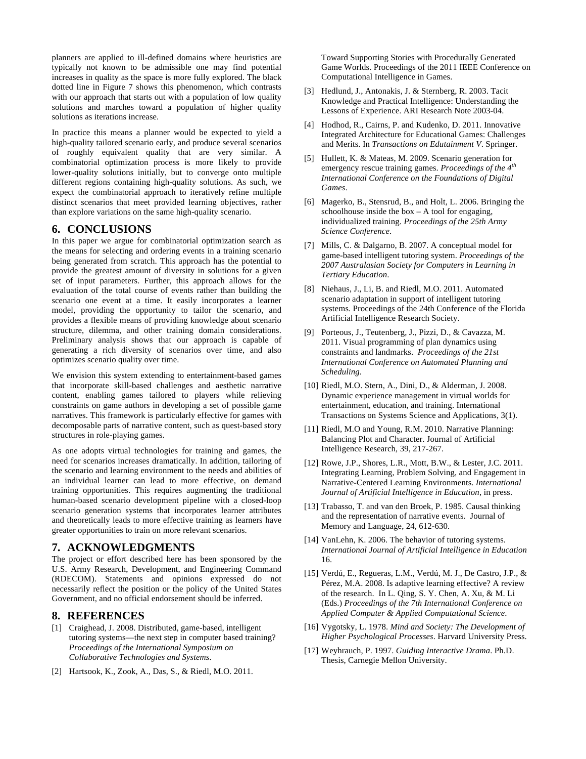planners are applied to ill-defined domains where heuristics are typically not known to be admissible one may find potential increases in quality as the space is more fully explored. The black dotted line in Figure 7 shows this phenomenon, which contrasts with our approach that starts out with a population of low quality solutions and marches toward a population of higher quality solutions as iterations increase.

In practice this means a planner would be expected to yield a high-quality tailored scenario early, and produce several scenarios of roughly equivalent quality that are very similar. A combinatorial optimization process is more likely to provide lower-quality solutions initially, but to converge onto multiple different regions containing high-quality solutions. As such, we expect the combinatorial approach to iteratively refine multiple distinct scenarios that meet provided learning objectives, rather than explore variations on the same high-quality scenario.

## 6. CONCLUSIONS

In this paper we argue for combinatorial optimization search as the means for selecting and ordering events in a training scenario being generated from scratch. This approach has the potential to provide the greatest amount of diversity in solutions for a given set of input parameters. Further, this approach allows for the evaluation of the total course of events rather than building the scenario one event at a time. It easily incorporates a learner model, providing the opportunity to tailor the scenario, and provides a flexible means of providing knowledge about scenario structure, dilemma, and other training domain considerations. Preliminary analysis shows that our approach is capable of generating a rich diversity of scenarios over time, and also optimizes scenario quality over time.

We envision this system extending to entertainment-based games that incorporate skill-based challenges and aesthetic narrative content, enabling games tailored to players while relieving constraints on game authors in developing a set of possible game narratives. This framework is particularly effective for games with decomposable parts of narrative content, such as quest-based story structures in role-playing games.

As one adopts virtual technologies for training and games, the need for scenarios increases dramatically. In addition, tailoring of the scenario and learning environment to the needs and abilities of an individual learner can lead to more effective, on demand training opportunities. This requires augmenting the traditional human-based scenario development pipeline with a closed-loop scenario generation systems that incorporates learner attributes and theoretically leads to more effective training as learners have greater opportunities to train on more relevant scenarios.

## 7. ACKNOWLEDGMENTS

The project or effort described here has been sponsored by the U.S. Army Research, Development, and Engineering Command (RDECOM). Statements and opinions expressed do not necessarily reflect the position or the policy of the United States Government, and no official endorsement should be inferred.

## 8. REFERENCES

[1] Craighead, J. 2008. Distributed, game-based, intelligent tutoring systems—the next step in computer based training? *Proceedings of the International Symposium on Collaborative Technologies and Systems*.

[2] Hartsook, K., Zook, A., Das, S., & Riedl, M.O. 2011. Toward Supporting Stories with Procedurally Generated Game Worlds. Proceedings of the 2011 IEEE Conference on Computational Intelligence in Games.

[3] Hedlund, J., Antonakis, J. & Sternberg, R. 2003. Tacit Knowledge and Practical Intelligence: Understanding the Lessons of Experience. ARI Research Note 2003-04.

[4] Hodhod, R., Cairns, P. and Kudenko, D. 2011. Innovative Integrated Architecture for Educational Games: Challenges and Merits. In *Transactions on Edutainment V*. Springer.

[5] Hullett, K. & Mateas, M. 2009. Scenario generation for emergency rescue training games. *Proceedings of the 4th International Conference on the Foundations of Digital Games*.

[6] Magerko, B., Stensrud, B., and Holt, L. 2006. Bringing the schoolhouse inside the box – A tool for engaging, individualized training. *Proceedings of the 25th Army Science Conference*.

[7] Mills, C. & Dalgarno, B. 2007. A conceptual model for game-based intelligent tutoring system. *Proceedings of the 2007 Australasian Society for Computers in Learning in Tertiary Education*.

[8] Niehaus, J., Li, B. and Riedl, M.O. 2011. Automated scenario adaptation in support of intelligent tutoring systems. Proceedings of the 24th Conference of the Florida Artificial Intelligence Research Society.

[9] Porteous, J., Teutenberg, J., Pizzi, D., & Cavazza, M. 2011. Visual programming of plan dynamics using constraints and landmarks. *Proceedings of the 21st International Conference on Automated Planning and Scheduling*.

[10] Riedl, M.O. Stern, A., Dini, D., & Alderman, J. 2008. Dynamic experience management in virtual worlds for entertainment, education, and training. International Transactions on Systems Science and Applications, 3(1).

[11] Riedl, M.O and Young, R.M. 2010. Narrative Planning: Balancing Plot and Character. Journal of Artificial Intelligence Research, 39, 217-267.

[12] Rowe, J.P., Shores, L.R., Mott, B.W., & Lester, J.C. 2011. Integrating Learning, Problem Solving, and Engagement in Narrative-Centered Learning Environments. *International Journal of Artificial Intelligence in Education*, in press.

[13] Trabasso, T. and van den Broek, P. 1985. Causal thinking and the representation of narrative events. Journal of Memory and Language, 24, 612-630.

[14] VanLehn, K. 2006. The behavior of tutoring systems. *International Journal of Artificial Intelligence in Education* 16.

[15] Verdú, E., Regueras, L.M., Verdú, M. J., De Castro, J.P., & Pérez, M.A. 2008. Is adaptive learning effective? A review of the research. In L. Qing, S. Y. Chen, A. Xu, & M. Li (Eds.) *Proceedings of the 7th International Conference on Applied Computer & Applied Computational Science*.

[16] Vygotsky, L. 1978. *Mind and Society: The Development of Higher Psychological Processes*. Harvard University Press.

[17] Weyhrauch, P. 1997. *Guiding Interactive Drama*. Ph.D. Thesis, Carnegie Mellon University.